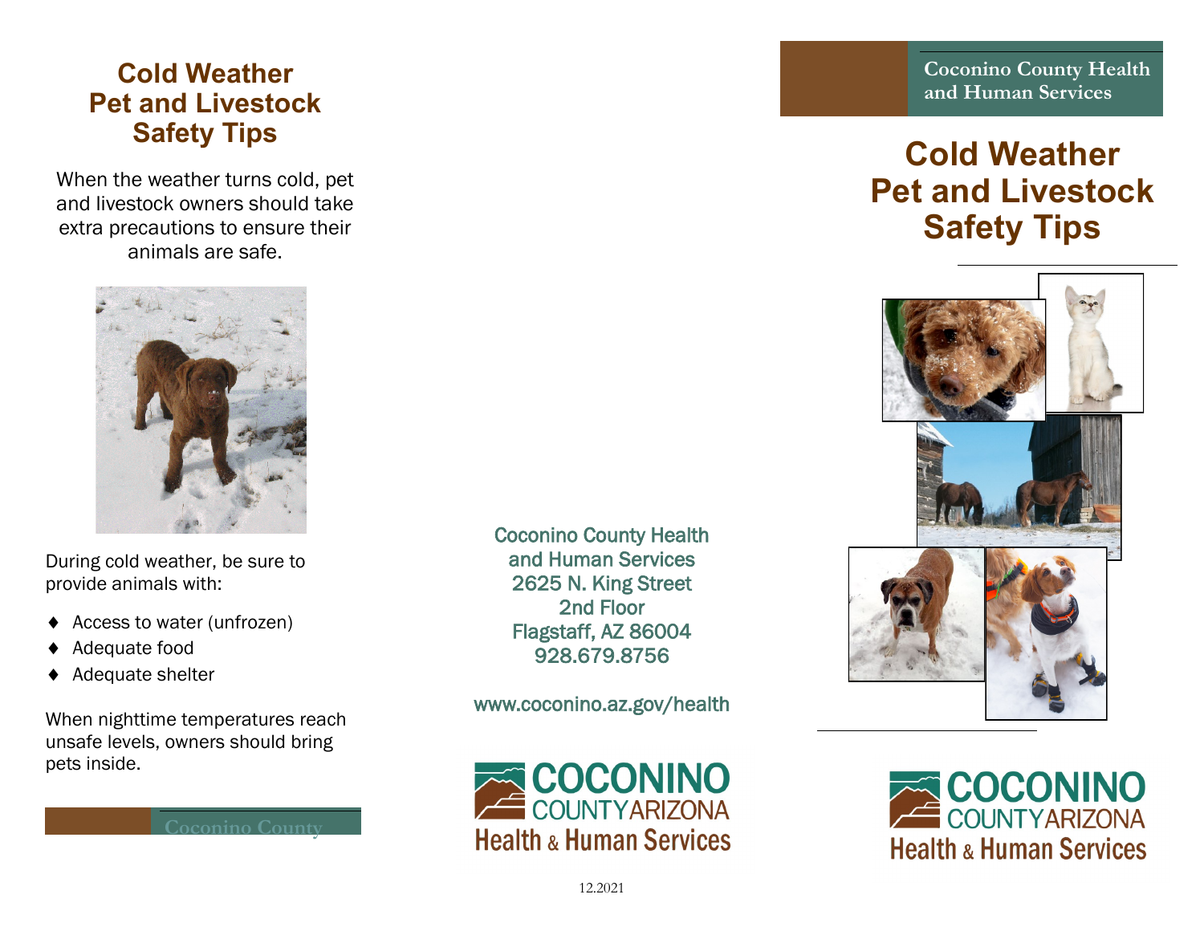# Cold Weather Pet and Livestock Safety Tips

When the weather turns cold, pet and livestock owners should take extra precautions to ensure their animals are safe.

During cold weather, be sure to provide animals with:

- Access to water (unfrozen)
- Adequate food
- Adequate shelter

When nighttime temperatures reach unsafe levels, owners should bring pets inside.

Coconino County

Coconino County Health and Human Services
2625 N. King Street
2nd Floor
Flagstaff, AZ 86004
928.679.8756

www.coconino.az.gov/health

COCONINO COUNTY ARIZONA Health & Human Services

12.2021

Coconino County Health and Human Services

# Cold Weather Pet and Livestock Safety Tips

COCONINO COUNTY ARIZONA Health & Human Services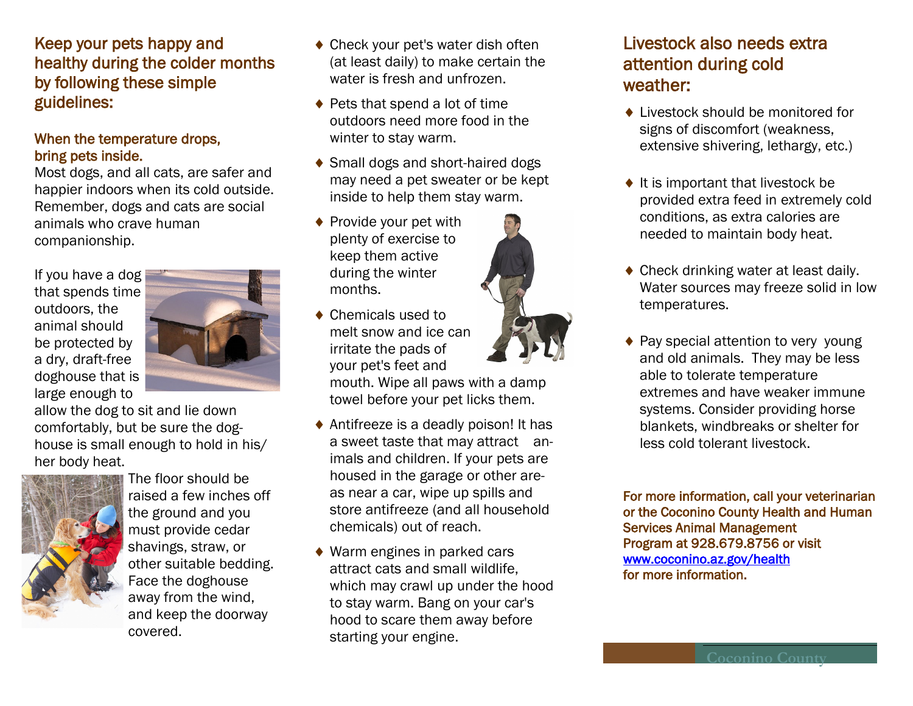## Keep your pets happy and healthy during the colder months by following these simple guidelines:

### When the temperature drops, bring pets inside.

Most dogs, and all cats, are safer and happier indoors when its cold outside. Remember, dogs and cats are social animals who crave human companionship.

If you have a dog that spends time outdoors, the animal should be protected by a dry, draft-free doghouse that is large enough to allow the dog to sit and lie down comfortably, but be sure the dog-house is small enough to hold in his/her body heat.

The floor should be raised a few inches off the ground and you must provide cedar shavings, straw, or other suitable bedding. Face the doghouse away from the wind, and keep the doorway covered.

- Check your pet's water dish often (at least daily) to make certain the water is fresh and unfrozen.
- Pets that spend a lot of time outdoors need more food in the winter to stay warm.
- Small dogs and short-haired dogs may need a pet sweater or be kept inside to help them stay warm.
- Provide your pet with plenty of exercise to keep them active during the winter months.
- Chemicals used to melt snow and ice can irritate the pads of your pet's feet and mouth. Wipe all paws with a damp towel before your pet licks them.
- Antifreeze is a deadly poison! It has a sweet taste that may attract animals and children. If your pets are housed in the garage or other areas near a car, wipe up spills and store antifreeze (and all household chemicals) out of reach.
- Warm engines in parked cars attract cats and small wildlife, which may crawl up under the hood to stay warm. Bang on your car's hood to scare them away before starting your engine.

## Livestock also needs extra attention during cold weather:

- Livestock should be monitored for signs of discomfort (weakness, extensive shivering, lethargy, etc.)
- It is important that livestock be provided extra feed in extremely cold conditions, as extra calories are needed to maintain body heat.
- Check drinking water at least daily. Water sources may freeze solid in low temperatures.
- Pay special attention to very young and old animals. They may be less able to tolerate temperature extremes and have weaker immune systems. Consider providing horse blankets, windbreaks or shelter for less cold tolerant livestock.

**For more information, call your veterinarian or the Coconino County Health and Human Services Animal Management Program at 928.679.8756 or visit [www.coconino.az.gov/health](http://www.coconino.az.gov/health) for more information.**

Coconino County